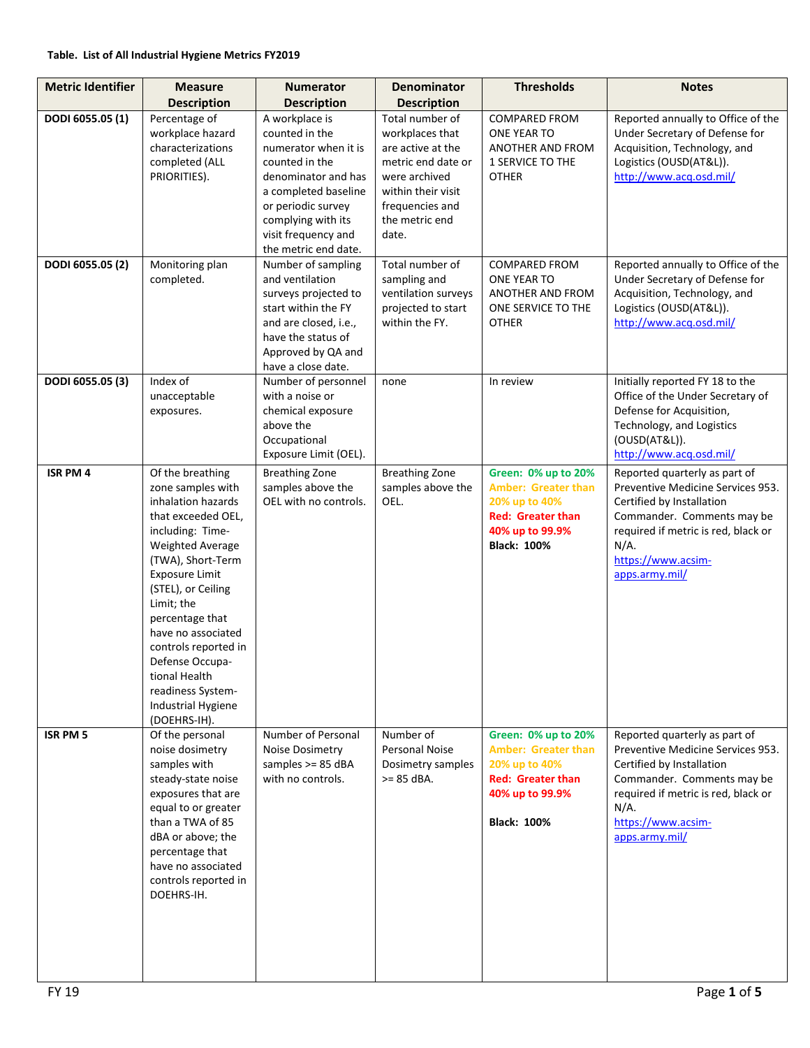**Table. List of All Industrial Hygiene Metrics FY2019**

| Metric Identifier | Measure Description | Numerator Description | Denominator Description | Thresholds | Notes |
|---|---|---|---|---|---|
| **DODI 6055.05 (1)** | Percentage of workplace hazard characterizations completed (ALL PRIORITIES). | A workplace is counted in the numerator when it is counted in the denominator and has a completed baseline or periodic survey complying with its visit frequency and the metric end date. | Total number of workplaces that are active at the metric end date or were archived within their visit frequencies and the metric end date. | COMPARED FROM ONE YEAR TO ANOTHER AND FROM 1 SERVICE TO THE OTHER | Reported annually to Office of the Under Secretary of Defense for Acquisition, Technology, and Logistics (OUSD(AT&L)). http://www.acq.osd.mil/ |
| **DODI 6055.05 (2)** | Monitoring plan completed. | Number of sampling and ventilation surveys projected to start within the FY and are closed, i.e., have the status of Approved by QA and have a close date. | Total number of sampling and ventilation surveys projected to start within the FY. | COMPARED FROM ONE YEAR TO ANOTHER AND FROM ONE SERVICE TO THE OTHER | Reported annually to Office of the Under Secretary of Defense for Acquisition, Technology, and Logistics (OUSD(AT&L)). http://www.acq.osd.mil/ |
| **DODI 6055.05 (3)** | Index of unacceptable exposures. | Number of personnel with a noise or chemical exposure above the Occupational Exposure Limit (OEL). | none | In review | Initially reported FY 18 to the Office of the Under Secretary of Defense for Acquisition, Technology, and Logistics (OUSD(AT&L)). http://www.acq.osd.mil/ |
| **ISR PM 4** | Of the breathing zone samples with inhalation hazards that exceeded OEL, including: Time-Weighted Average (TWA), Short-Term Exposure Limit (STEL), or Ceiling Limit; the percentage that have no associated controls reported in Defense Occupa-tional Health readiness System-Industrial Hygiene (DOEHRS-IH). | Breathing Zone samples above the OEL with no controls. | Breathing Zone samples above the OEL. | **Green: 0% up to 20%**<br>**Amber: Greater than 20% up to 40%**<br>**Red: Greater than 40% up to 99.9%**<br>**Black: 100%** | Reported quarterly as part of Preventive Medicine Services 953. Certified by Installation Commander. Comments may be required if metric is red, black or N/A. https://www.acsim-apps.army.mil/ |
| **ISR PM 5** | Of the personal noise dosimetry samples with steady-state noise exposures that are equal to or greater than a TWA of 85 dBA or above; the percentage that have no associated controls reported in DOEHRS-IH. | Number of Personal Noise Dosimetry samples >= 85 dBA with no controls. | Number of Personal Noise Dosimetry samples >= 85 dBA. | **Green: 0% up to 20%**<br>**Amber: Greater than 20% up to 40%**<br>**Red: Greater than 40% up to 99.9%**<br>**Black: 100%** | Reported quarterly as part of Preventive Medicine Services 953. Certified by Installation Commander. Comments may be required if metric is red, black or N/A. https://www.acsim-apps.army.mil/ |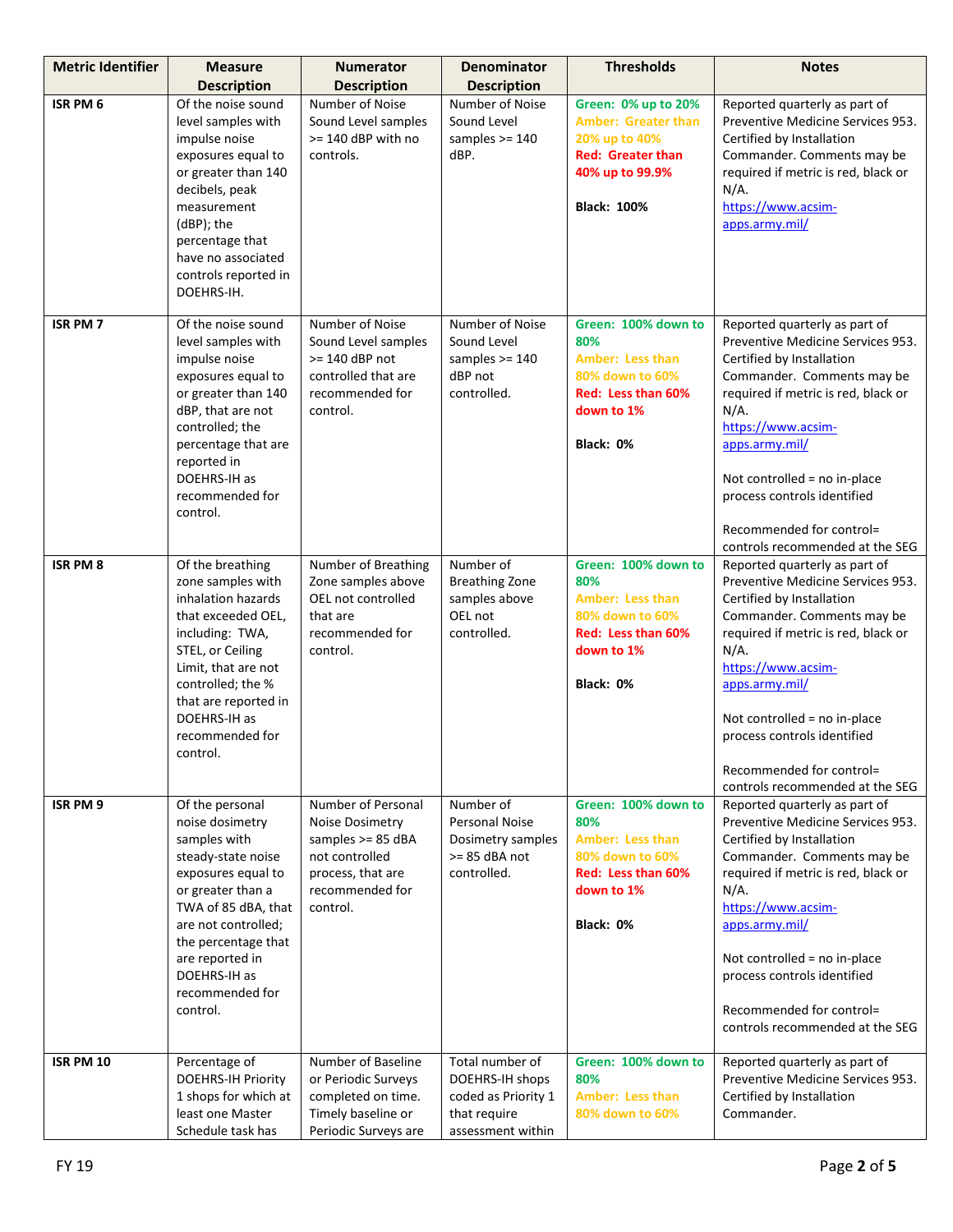| Metric Identifier | Measure Description | Numerator Description | Denominator Description | Thresholds | Notes |
|---|---|---|---|---|---|
| ISR PM 6 | Of the noise sound level samples with impulse noise exposures equal to or greater than 140 decibels, peak measurement (dBP); the percentage that have no associated controls reported in DOEHRS-IH. | Number of Noise Sound Level samples >= 140 dBP with no controls. | Number of Noise Sound Level samples >= 140 dBP. | **Green: 0% up to 20%**<br>**Amber: Greater than 20% up to 40%**<br>**Red: Greater than 40% up to 99.9%**<br><br>**Black: 100%** | Reported quarterly as part of Preventive Medicine Services 953. Certified by Installation Commander. Comments may be required if metric is red, black or N/A.<br>https://www.acsim-apps.army.mil/ |
| ISR PM 7 | Of the noise sound level samples with impulse noise exposures equal to or greater than 140 dBP, that are not controlled; the percentage that are reported in DOEHRS-IH as recommended for control. | Number of Noise Sound Level samples >= 140 dBP not controlled that are recommended for control. | Number of Noise Sound Level samples >= 140 dBP not controlled. | **Green: 100% down to 80%**<br>**Amber: Less than 80% down to 60%**<br>**Red: Less than 60% down to 1%**<br><br>**Black: 0%** | Reported quarterly as part of Preventive Medicine Services 953. Certified by Installation Commander. Comments may be required if metric is red, black or N/A.<br>https://www.acsim-apps.army.mil/<br><br>Not controlled = no in-place process controls identified<br><br>Recommended for control= controls recommended at the SEG |
| ISR PM 8 | Of the breathing zone samples with inhalation hazards that exceeded OEL, including: TWA, STEL, or Ceiling Limit, that are not controlled; the % that are reported in DOEHRS-IH as recommended for control. | Number of Breathing Zone samples above OEL not controlled that are recommended for control. | Number of Breathing Zone samples above OEL not controlled. | **Green: 100% down to 80%**<br>**Amber: Less than 80% down to 60%**<br>**Red: Less than 60% down to 1%**<br><br>**Black: 0%** | Reported quarterly as part of Preventive Medicine Services 953. Certified by Installation Commander. Comments may be required if metric is red, black or N/A.<br>https://www.acsim-apps.army.mil/<br><br>Not controlled = no in-place process controls identified<br><br>Recommended for control= controls recommended at the SEG |
| ISR PM 9 | Of the personal noise dosimetry samples with steady-state noise exposures equal to or greater than a TWA of 85 dBA, that are not controlled; the percentage that are reported in DOEHRS-IH as recommended for control. | Number of Personal Noise Dosimetry samples >= 85 dBA not controlled process, that are recommended for control. | Number of Personal Noise Dosimetry samples >= 85 dBA not controlled. | **Green: 100% down to 80%**<br>**Amber: Less than 80% down to 60%**<br>**Red: Less than 60% down to 1%**<br><br>**Black: 0%** | Reported quarterly as part of Preventive Medicine Services 953. Certified by Installation Commander. Comments may be required if metric is red, black or N/A.<br>https://www.acsim-apps.army.mil/<br><br>Not controlled = no in-place process controls identified<br><br>Recommended for control= controls recommended at the SEG |
| ISR PM 10 | Percentage of DOEHRS-IH Priority 1 shops for which at least one Master Schedule task has | Number of Baseline or Periodic Surveys completed on time. Timely baseline or Periodic Surveys are | Total number of DOEHRS-IH shops coded as Priority 1 that require assessment within | **Green: 100% down to 80%**<br>**Amber: Less than 80% down to 60%** | Reported quarterly as part of Preventive Medicine Services 953. Certified by Installation Commander. |

FY 19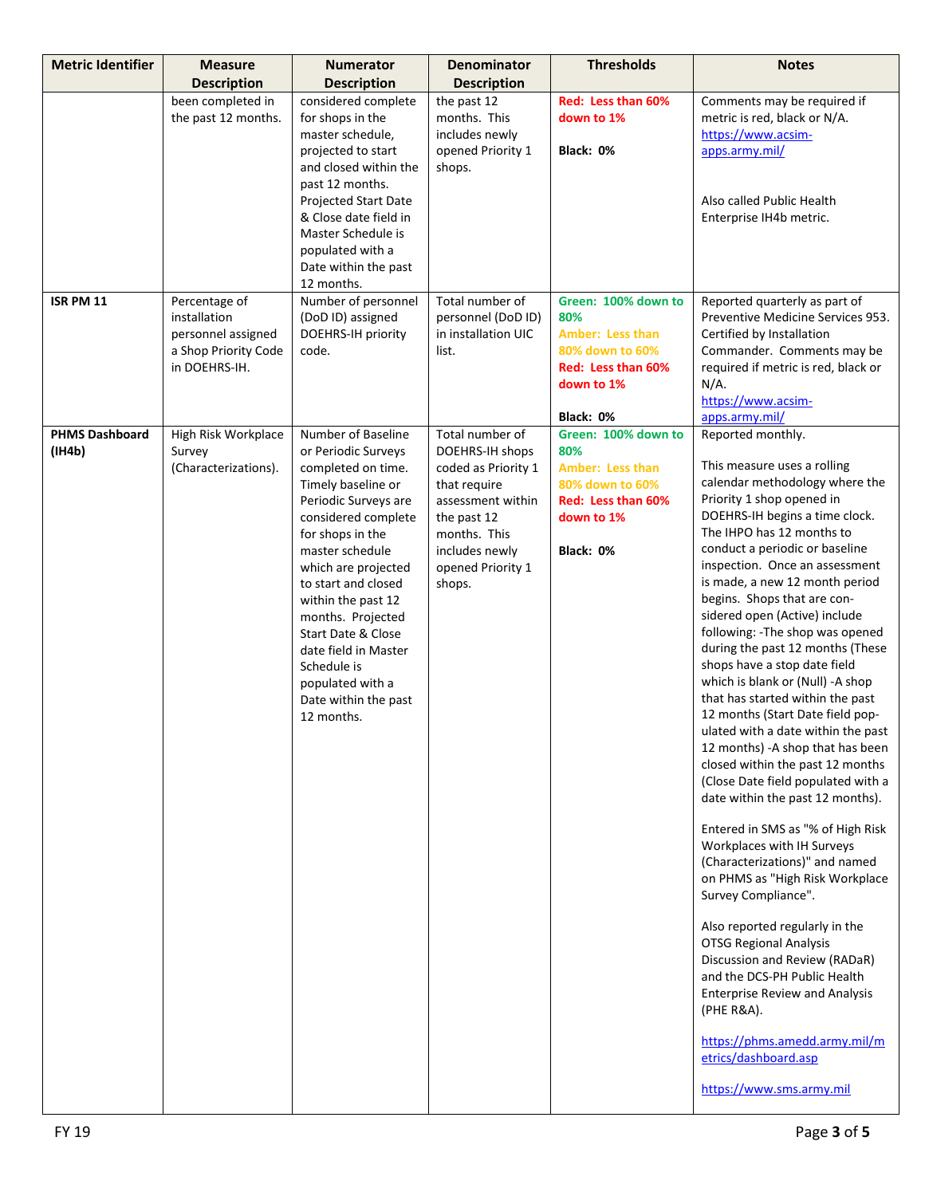| Metric Identifier | Measure Description | Numerator Description | Denominator Description | Thresholds | Notes |
|---|---|---|---|---|---|
| | been completed in the past 12 months. | considered complete for shops in the master schedule, projected to start and closed within the past 12 months. Projected Start Date & Close date field in Master Schedule is populated with a Date within the past 12 months. | the past 12 months. This includes newly opened Priority 1 shops. | **Red: Less than 60% down to 1%**<br><br>**Black: 0%** | Comments may be required if metric is red, black or N/A. https://www.acsim-apps.army.mil/<br><br>Also called Public Health Enterprise IH4b metric. |
| **ISR PM 11** | Percentage of installation personnel assigned a Shop Priority Code in DOEHRS-IH. | Number of personnel (DoD ID) assigned DOEHRS-IH priority code. | Total number of personnel (DoD ID) in installation UIC list. | **Green: 100% down to 80%**<br>**Amber: Less than 80% down to 60%**<br>**Red: Less than 60% down to 1%**<br><br>**Black: 0%** | Reported quarterly as part of Preventive Medicine Services 953. Certified by Installation Commander. Comments may be required if metric is red, black or N/A. https://www.acsim-apps.army.mil/ |
| **PHMS Dashboard (IH4b)** | High Risk Workplace Survey (Characterizations). | Number of Baseline or Periodic Surveys completed on time. Timely baseline or Periodic Surveys are considered complete for shops in the master schedule which are projected to start and closed within the past 12 months. Projected Start Date & Close date field in Master Schedule is populated with a Date within the past 12 months. | Total number of DOEHRS-IH shops coded as Priority 1 that require assessment within the past 12 months. This includes newly opened Priority 1 shops. | **Green: 100% down to 80%**<br>**Amber: Less than 80% down to 60%**<br>**Red: Less than 60% down to 1%**<br><br>**Black: 0%** | Reported monthly.<br><br>This measure uses a rolling calendar methodology where the Priority 1 shop opened in DOEHRS-IH begins a time clock. The IHPO has 12 months to conduct a periodic or baseline inspection. Once an assessment is made, a new 12 month period begins. Shops that are considered open (Active) include following: -The shop was opened during the past 12 months (These shops have a stop date field which is blank or (Null) -A shop that has started within the past 12 months (Start Date field populated with a date within the past 12 months) -A shop that has been closed within the past 12 months (Close Date field populated with a date within the past 12 months).<br><br>Entered in SMS as "% of High Risk Workplaces with IH Surveys (Characterizations)" and named on PHMS as "High Risk Workplace Survey Compliance".<br><br>Also reported regularly in the OTSG Regional Analysis Discussion and Review (RADaR) and the DCS-PH Public Health Enterprise Review and Analysis (PHE R&A).<br><br>https://phms.amedd.army.mil/metrics/dashboard.asp<br><br>https://www.sms.army.mil |

FY 19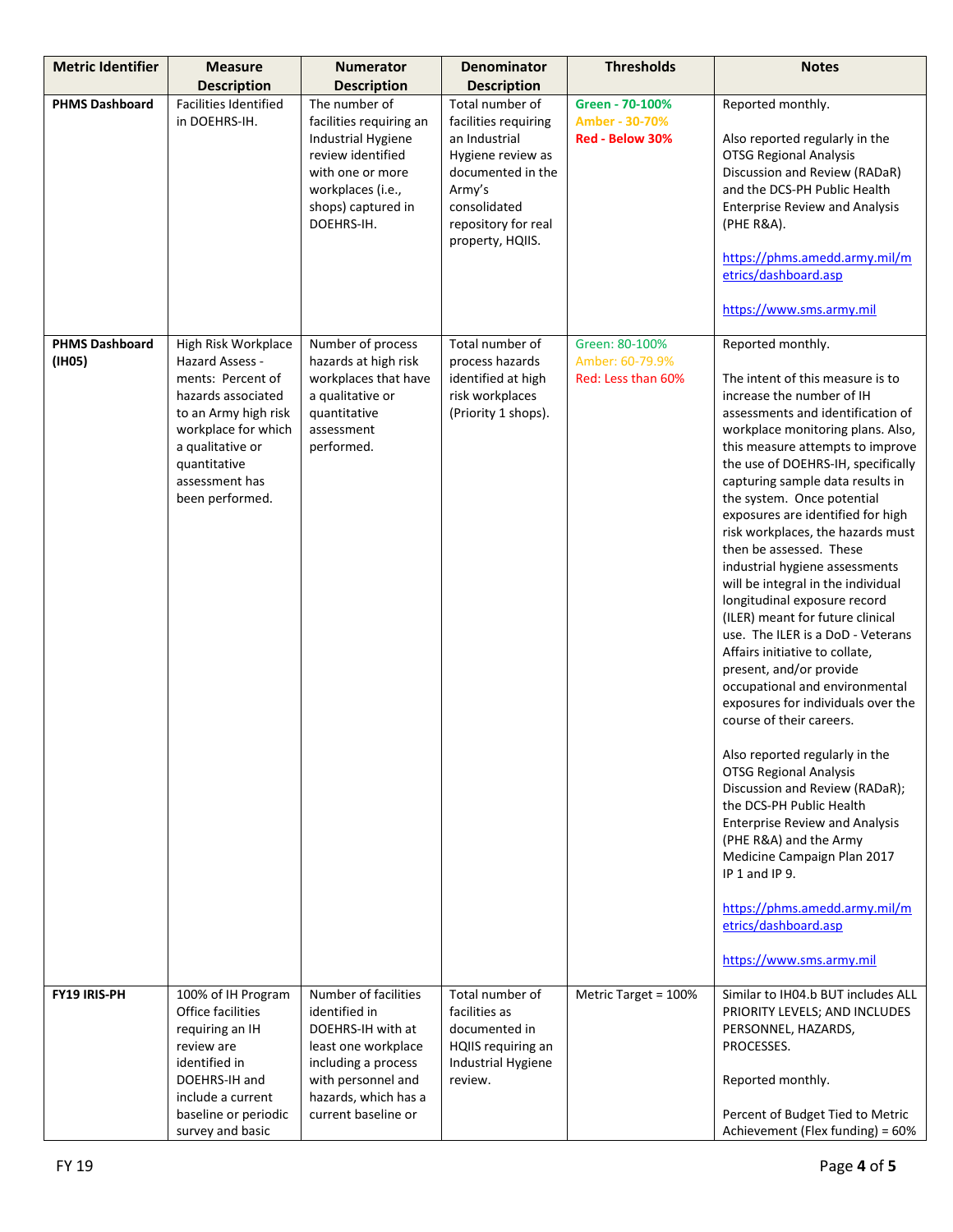| Metric Identifier | Measure Description | Numerator Description | Denominator Description | Thresholds | Notes |
|---|---|---|---|---|---|
| **PHMS Dashboard** | Facilities Identified in DOEHRS-IH. | The number of facilities requiring an Industrial Hygiene review identified with one or more workplaces (i.e., shops) captured in DOEHRS-IH. | Total number of facilities requiring an Industrial Hygiene review as documented in the Army's consolidated repository for real property, HQIIS. | **Green - 70-100%**<br>**Amber - 30-70%**<br>**Red - Below 30%** | Reported monthly.<br><br>Also reported regularly in the OTSG Regional Analysis Discussion and Review (RADaR) and the DCS-PH Public Health Enterprise Review and Analysis (PHE R&A).<br><br>https://phms.amedd.army.mil/metrics/dashboard.asp<br><br>https://www.sms.army.mil |
| **PHMS Dashboard (IH05)** | High Risk Workplace Hazard Assess - ments: Percent of hazards associated to an Army high risk workplace for which a qualitative or quantitative assessment has been performed. | Number of process hazards at high risk workplaces that have a qualitative or quantitative assessment performed. | Total number of process hazards identified at high risk workplaces (Priority 1 shops). | Green: 80-100%<br>Amber: 60-79.9%<br>Red: Less than 60% | Reported monthly.<br><br>The intent of this measure is to increase the number of IH assessments and identification of workplace monitoring plans. Also, this measure attempts to improve the use of DOEHRS-IH, specifically capturing sample data results in the system. Once potential exposures are identified for high risk workplaces, the hazards must then be assessed. These industrial hygiene assessments will be integral in the individual longitudinal exposure record (ILER) meant for future clinical use. The ILER is a DoD - Veterans Affairs initiative to collate, present, and/or provide occupational and environmental exposures for individuals over the course of their careers.<br><br>Also reported regularly in the OTSG Regional Analysis Discussion and Review (RADaR); the DCS-PH Public Health Enterprise Review and Analysis (PHE R&A) and the Army Medicine Campaign Plan 2017 IP 1 and IP 9.<br><br>https://phms.amedd.army.mil/metrics/dashboard.asp<br><br>https://www.sms.army.mil |
| **FY19 IRIS-PH** | 100% of IH Program Office facilities requiring an IH review are identified in DOEHRS-IH and include a current baseline or periodic survey and basic | Number of facilities identified in DOEHRS-IH with at least one workplace including a process with personnel and hazards, which has a current baseline or | Total number of facilities as documented in HQIIS requiring an Industrial Hygiene review. | Metric Target = 100% | Similar to IH04.b BUT includes ALL PRIORITY LEVELS; AND INCLUDES PERSONNEL, HAZARDS, PROCESSES.<br><br>Reported monthly.<br><br>Percent of Budget Tied to Metric Achievement (Flex funding) = 60% |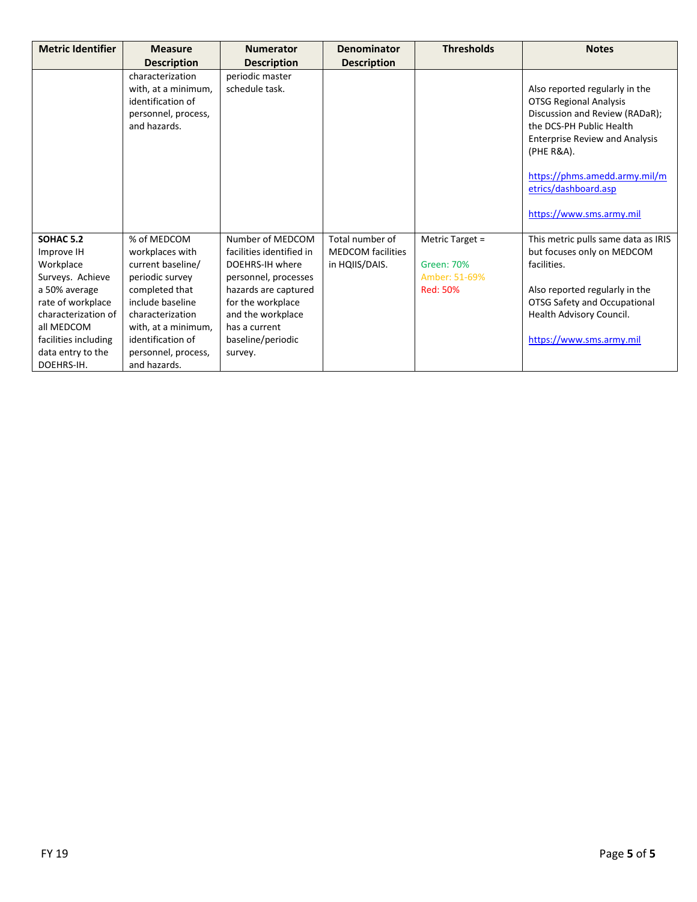| Metric Identifier | Measure Description | Numerator Description | Denominator Description | Thresholds | Notes |
|---|---|---|---|---|---|
| | characterization with, at a minimum, identification of personnel, process, and hazards. | periodic master schedule task. | | | Also reported regularly in the OTSG Regional Analysis Discussion and Review (RADaR); the DCS-PH Public Health Enterprise Review and Analysis (PHE R&A).<br><br>https://phms.amedd.army.mil/metrics/dashboard.asp<br><br>https://www.sms.army.mil |
| **SOHAC 5.2** Improve IH Workplace Surveys. Achieve a 50% average rate of workplace characterization of all MEDCOM facilities including data entry to the DOEHRS-IH. | % of MEDCOM workplaces with current baseline/ periodic survey completed that include baseline characterization with, at a minimum, identification of personnel, process, and hazards. | Number of MEDCOM facilities identified in DOEHRS-IH where personnel, processes hazards are captured for the workplace and the workplace has a current baseline/periodic survey. | Total number of MEDCOM facilities in HQIIS/DAIS. | Metric Target =<br><br>Green: 70%<br>Amber: 51-69%<br>Red: 50% | This metric pulls same data as IRIS but focuses only on MEDCOM facilities.<br><br>Also reported regularly in the OTSG Safety and Occupational Health Advisory Council.<br><br>https://www.sms.army.mil |

FY 19